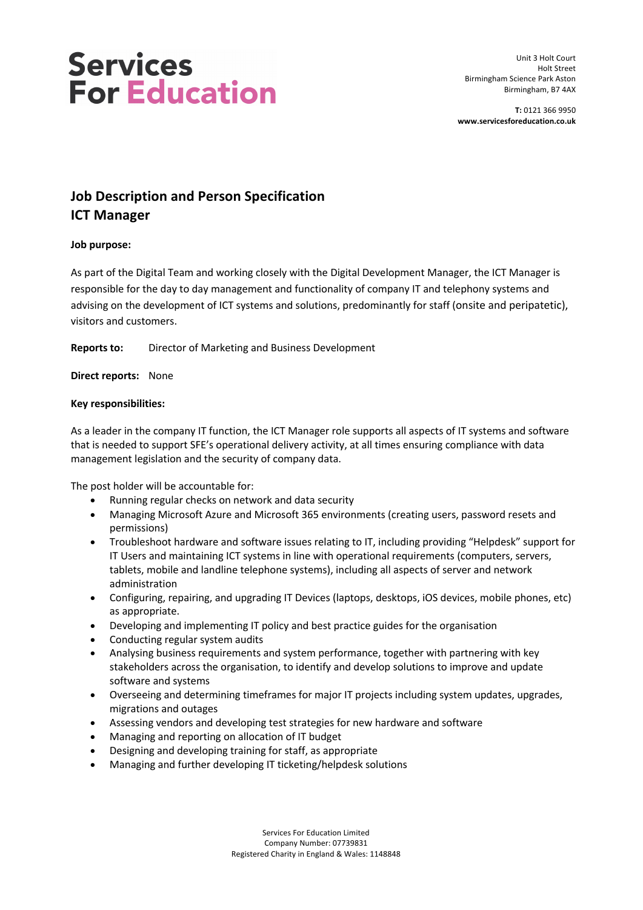**Services For Education**

Unit 3 Holt Court
Holt Street
Birmingham Science Park Aston
Birmingham, B7 4AX

**T:** 0121 366 9950
**www.servicesforeducation.co.uk**

# Job Description and Person Specification
# ICT Manager

**Job purpose:**

As part of the Digital Team and working closely with the Digital Development Manager, the ICT Manager is responsible for the day to day management and functionality of company IT and telephony systems and advising on the development of ICT systems and solutions, predominantly for staff (onsite and peripatetic), visitors and customers.

**Reports to:** Director of Marketing and Business Development

**Direct reports:** None

**Key responsibilities:**

As a leader in the company IT function, the ICT Manager role supports all aspects of IT systems and software that is needed to support SFE's operational delivery activity, at all times ensuring compliance with data management legislation and the security of company data.

The post holder will be accountable for:

- Running regular checks on network and data security
- Managing Microsoft Azure and Microsoft 365 environments (creating users, password resets and permissions)
- Troubleshoot hardware and software issues relating to IT, including providing "Helpdesk" support for IT Users and maintaining ICT systems in line with operational requirements (computers, servers, tablets, mobile and landline telephone systems), including all aspects of server and network administration
- Configuring, repairing, and upgrading IT Devices (laptops, desktops, iOS devices, mobile phones, etc) as appropriate.
- Developing and implementing IT policy and best practice guides for the organisation
- Conducting regular system audits
- Analysing business requirements and system performance, together with partnering with key stakeholders across the organisation, to identify and develop solutions to improve and update software and systems
- Overseeing and determining timeframes for major IT projects including system updates, upgrades, migrations and outages
- Assessing vendors and developing test strategies for new hardware and software
- Managing and reporting on allocation of IT budget
- Designing and developing training for staff, as appropriate
- Managing and further developing IT ticketing/helpdesk solutions

Services For Education Limited
Company Number: 07739831
Registered Charity in England & Wales: 1148848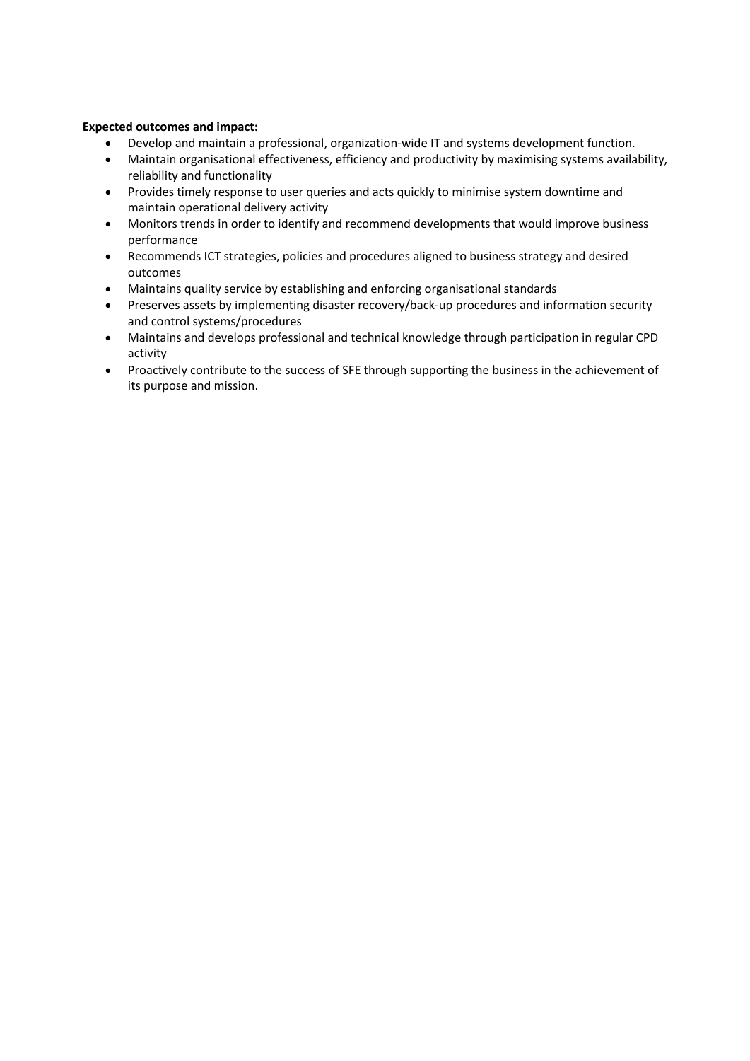**Expected outcomes and impact:**

- Develop and maintain a professional, organization-wide IT and systems development function.
- Maintain organisational effectiveness, efficiency and productivity by maximising systems availability, reliability and functionality
- Provides timely response to user queries and acts quickly to minimise system downtime and maintain operational delivery activity
- Monitors trends in order to identify and recommend developments that would improve business performance
- Recommends ICT strategies, policies and procedures aligned to business strategy and desired outcomes
- Maintains quality service by establishing and enforcing organisational standards
- Preserves assets by implementing disaster recovery/back-up procedures and information security and control systems/procedures
- Maintains and develops professional and technical knowledge through participation in regular CPD activity
- Proactively contribute to the success of SFE through supporting the business in the achievement of its purpose and mission.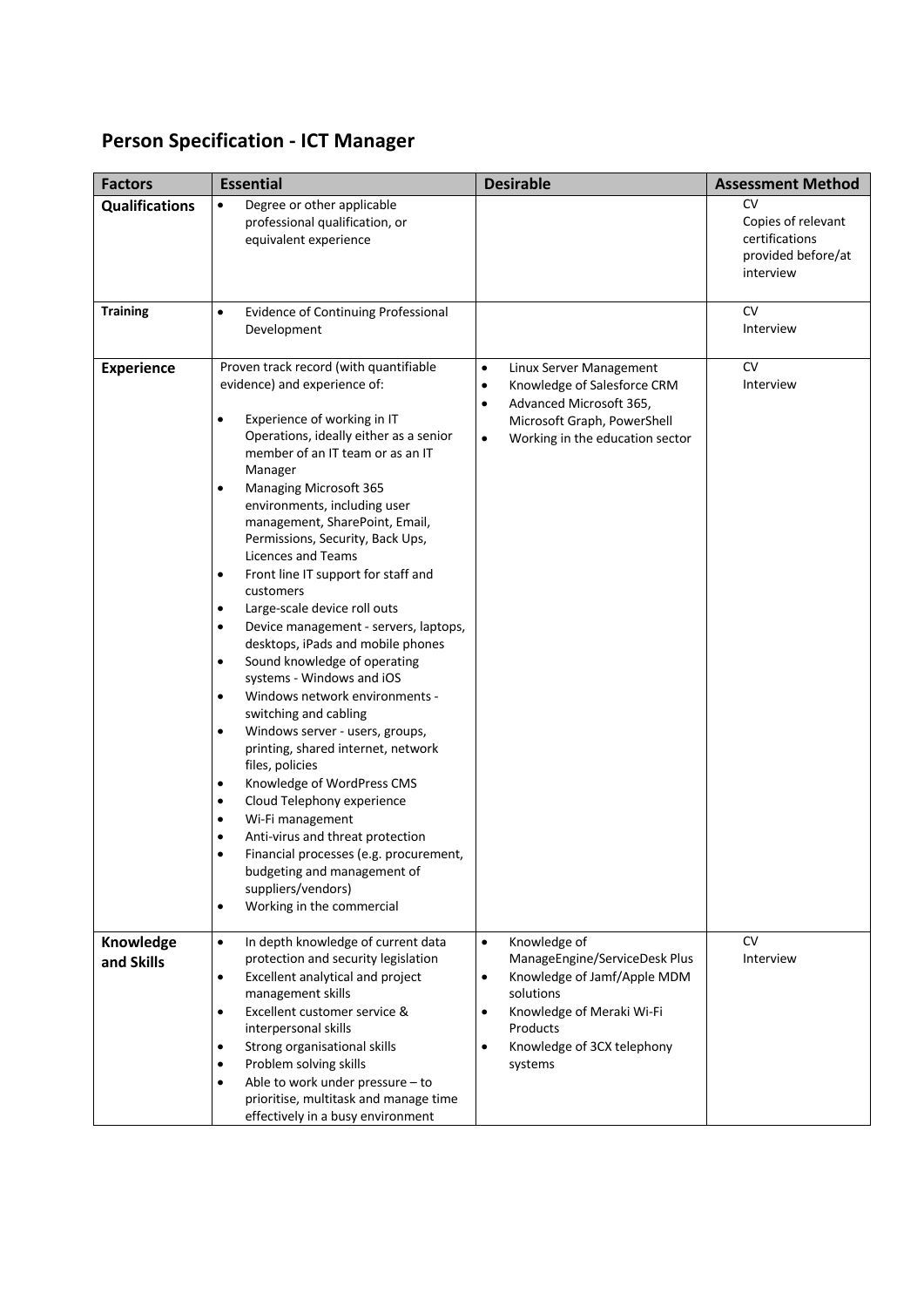# Person Specification - ICT Manager

| Factors | Essential | Desirable | Assessment Method |
|---|---|---|---|
| **Qualifications** | • Degree or other applicable professional qualification, or equivalent experience | | CV<br>Copies of relevant certifications provided before/at interview |
| **Training** | • Evidence of Continuing Professional Development | | CV<br>Interview |
| **Experience** | Proven track record (with quantifiable evidence) and experience of:<br><br>• Experience of working in IT Operations, ideally either as a senior member of an IT team or as an IT Manager<br>• Managing Microsoft 365 environments, including user management, SharePoint, Email, Permissions, Security, Back Ups, Licences and Teams<br>• Front line IT support for staff and customers<br>• Large-scale device roll outs<br>• Device management - servers, laptops, desktops, iPads and mobile phones<br>• Sound knowledge of operating systems - Windows and iOS<br>• Windows network environments - switching and cabling<br>• Windows server - users, groups, printing, shared internet, network files, policies<br>• Knowledge of WordPress CMS<br>• Cloud Telephony experience<br>• Wi-Fi management<br>• Anti-virus and threat protection<br>• Financial processes (e.g. procurement, budgeting and management of suppliers/vendors)<br>• Working in the commercial | • Linux Server Management<br>• Knowledge of Salesforce CRM<br>• Advanced Microsoft 365, Microsoft Graph, PowerShell<br>• Working in the education sector | CV<br>Interview |
| **Knowledge and Skills** | • In depth knowledge of current data protection and security legislation<br>• Excellent analytical and project management skills<br>• Excellent customer service & interpersonal skills<br>• Strong organisational skills<br>• Problem solving skills<br>• Able to work under pressure – to prioritise, multitask and manage time effectively in a busy environment | • Knowledge of ManageEngine/ServiceDesk Plus<br>• Knowledge of Jamf/Apple MDM solutions<br>• Knowledge of Meraki Wi-Fi Products<br>• Knowledge of 3CX telephony systems | CV<br>Interview |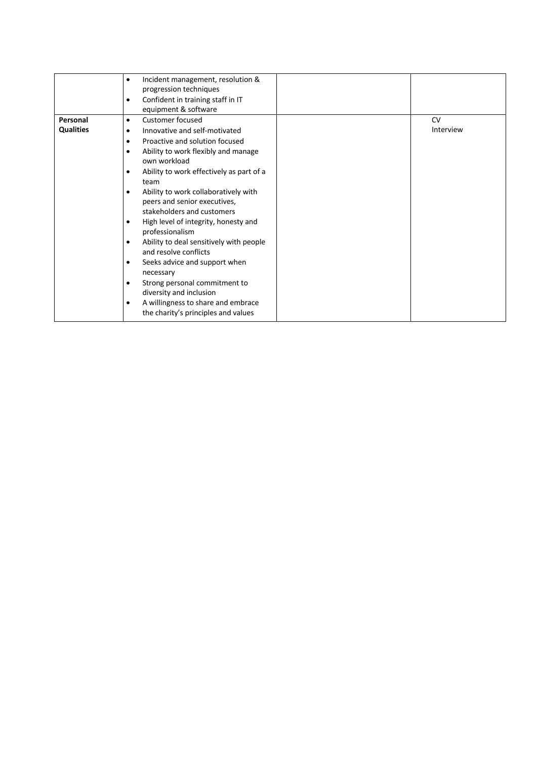| | | | |
|---|---|---|---|
| | • Incident management, resolution & progression techniques<br>• Confident in training staff in IT equipment & software | | |
| **Personal Qualities** | • Customer focused<br>• Innovative and self-motivated<br>• Proactive and solution focused<br>• Ability to work flexibly and manage own workload<br>• Ability to work effectively as part of a team<br>• Ability to work collaboratively with peers and senior executives, stakeholders and customers<br>• High level of integrity, honesty and professionalism<br>• Ability to deal sensitively with people and resolve conflicts<br>• Seeks advice and support when necessary<br>• Strong personal commitment to diversity and inclusion<br>• A willingness to share and embrace the charity's principles and values | | CV<br>Interview |